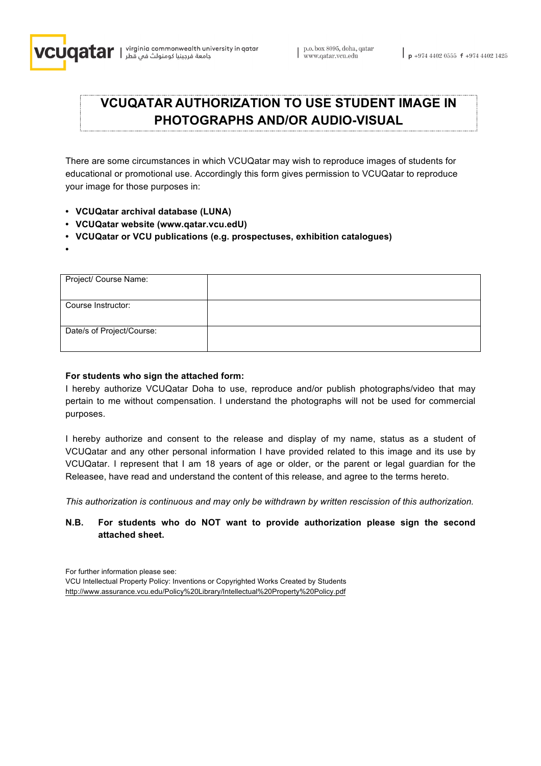# VCUQATAR AUTHORIZATION TO USE STUDENT IMAGE IN PHOTOGRAPHS AND/OR AUDIO-VISUAL

There are some circumstances in which VCUQatar may wish to reproduce images of students for educational or promotional use. Accordingly this form gives permission to VCUQatar to reproduce your image for those purposes in:

- **VCUQatar archival database (LUNA)**
- **VCUQatar website (www.qatar.vcu.edU)**
- **VCUQatar or VCU publications (e.g. prospectuses, exhibition catalogues)**
- 

| Project/ Course Name: | |
|---|---|
| Course Instructor: | |
| Date/s of Project/Course: | |

**For students who sign the attached form:**
I hereby authorize VCUQatar Doha to use, reproduce and/or publish photographs/video that may pertain to me without compensation. I understand the photographs will not be used for commercial purposes.

I hereby authorize and consent to the release and display of my name, status as a student of VCUQatar and any other personal information I have provided related to this image and its use by VCUQatar. I represent that I am 18 years of age or older, or the parent or legal guardian for the Releasee, have read and understand the content of this release, and agree to the terms hereto.

*This authorization is continuous and may only be withdrawn by written rescission of this authorization.*

**N.B. For students who do NOT want to provide authorization please sign the second attached sheet.**

For further information please see:
VCU Intellectual Property Policy: Inventions or Copyrighted Works Created by Students
http://www.assurance.vcu.edu/Policy%20Library/Intellectual%20Property%20Policy.pdf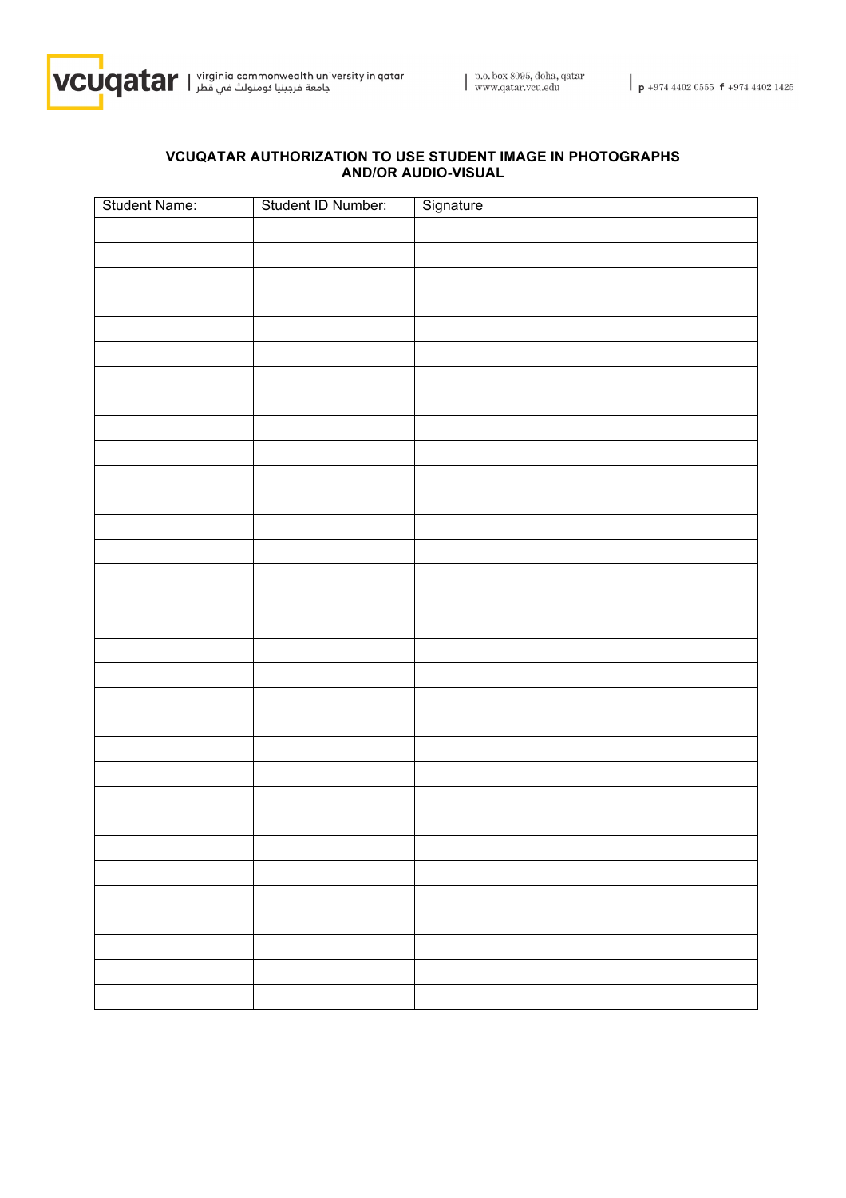**VCUQATAR AUTHORIZATION TO USE STUDENT IMAGE IN PHOTOGRAPHS AND/OR AUDIO-VISUAL**

| Student Name: | Student ID Number: | Signature |
|---|---|---|
| | | |
| | | |
| | | |
| | | |
| | | |
| | | |
| | | |
| | | |
| | | |
| | | |
| | | |
| | | |
| | | |
| | | |
| | | |
| | | |
| | | |
| | | |
| | | |
| | | |
| | | |
| | | |
| | | |
| | | |
| | | |
| | | |
| | | |
| | | |
| | | |
| | | |
| | | |
| | | |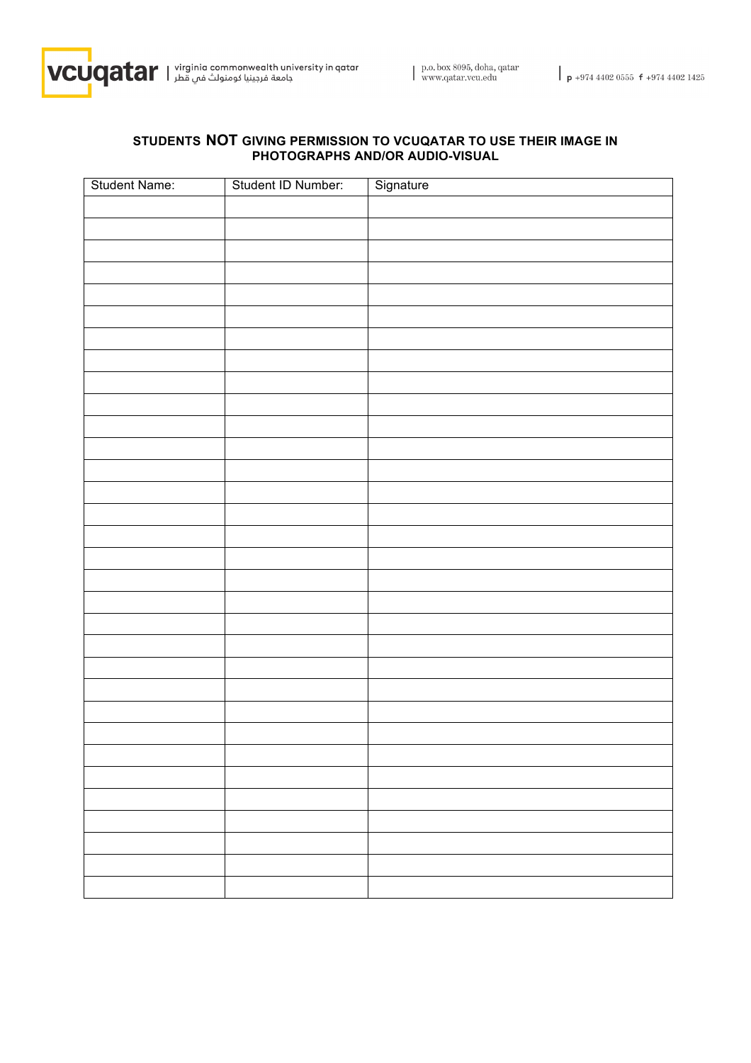### STUDENTS **NOT** GIVING PERMISSION TO VCUQATAR TO USE THEIR IMAGE IN PHOTOGRAPHS AND/OR AUDIO-VISUAL

| Student Name: | Student ID Number: | Signature |
|---|---|---|
| | | |
| | | |
| | | |
| | | |
| | | |
| | | |
| | | |
| | | |
| | | |
| | | |
| | | |
| | | |
| | | |
| | | |
| | | |
| | | |
| | | |
| | | |
| | | |
| | | |
| | | |
| | | |
| | | |
| | | |
| | | |
| | | |
| | | |
| | | |
| | | |
| | | |
| | | |
| | | |